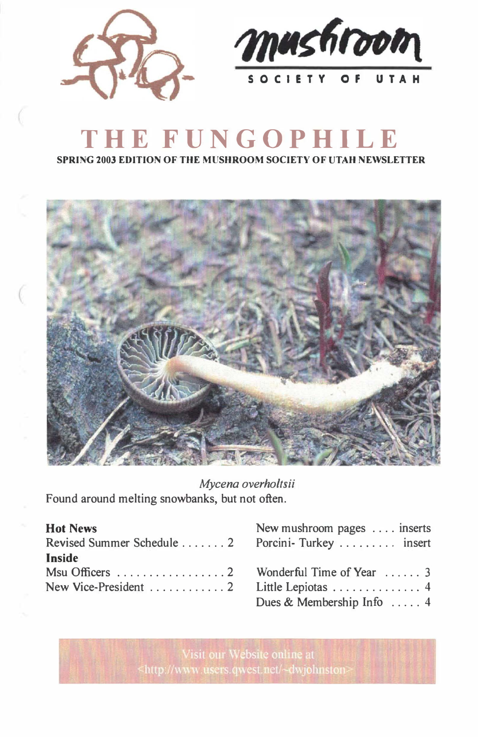mushroom

SOCIETY OF UTAH

# THE FUNGOPHILE

**SPRING 2003 EDITION OF THE MUSHROOM SOCIETY OF UTAH NEWSLETTER**

*Mycena overholtsii*

Found around melting snowbanks, but not often.

**Hot News**

Revised Summer Schedule . . . . . . . 2

**Inside**

Msu Officers . . . . . . . . . . . . . . . . . 2

New Vice-President . . . . . . . . . . . . 2

New mushroom pages . . . . inserts

Porcini- Turkey . . . . . . . . . insert

Wonderful Time of Year . . . . . . 3

Little Lepiotas . . . . . . . . . . . . . . 4

Dues & Membership Info . . . . . 4

Visit our Website online at <http://www.users.qwest.net/~dwjohnston>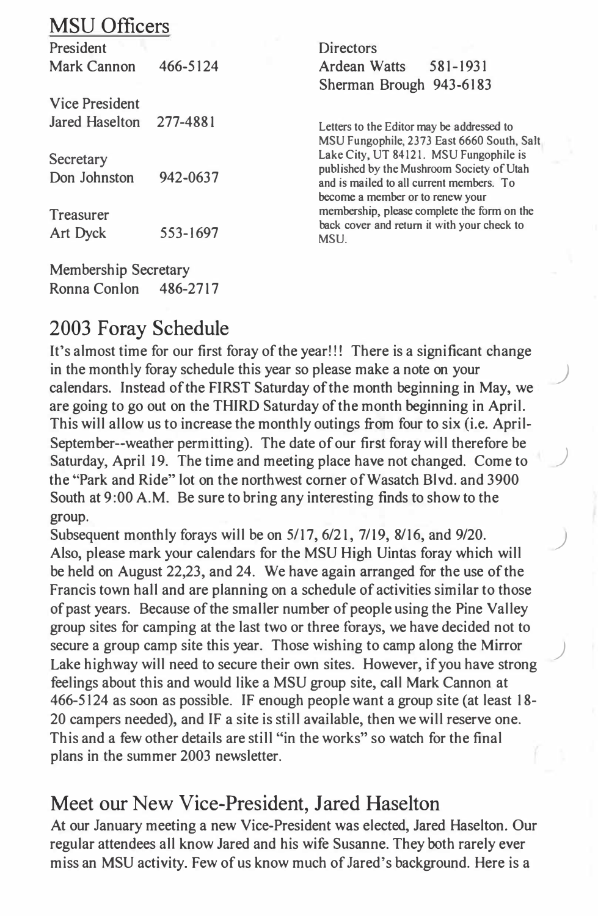## MSU Officers

President
Mark Cannon 466-5124

Vice President
Jared Haselton 277-4881

Secretary
Don Johnston 942-0637

Treasurer
Art Dyck 553-1697

Membership Secretary
Ronna Conlon 486-2717

Directors
Ardean Watts 581-1931
Sherman Brough 943-6183

Letters to the Editor may be addressed to MSU Fungophile, 2373 East 6660 South, Salt Lake City, UT 84121. MSU Fungophile is published by the Mushroom Society of Utah and is mailed to all current members. To become a member or to renew your membership, please complete the form on the back cover and return it with your check to MSU.

## 2003 Foray Schedule

It's almost time for our first foray of the year!!! There is a significant change in the monthly foray schedule this year so please make a note on your calendars. Instead of the FIRST Saturday of the month beginning in May, we are going to go out on the THIRD Saturday of the month beginning in April. This will allow us to increase the monthly outings from four to six (i.e. April-September--weather permitting). The date of our first foray will therefore be Saturday, April 19. The time and meeting place have not changed. Come to the "Park and Ride" lot on the northwest corner of Wasatch Blvd. and 3900 South at 9:00 A.M. Be sure to bring any interesting finds to show to the group.

Subsequent monthly forays will be on 5/17, 6/21, 7/19, 8/16, and 9/20.

Also, please mark your calendars for the MSU High Uintas foray which will be held on August 22,23, and 24. We have again arranged for the use of the Francis town hall and are planning on a schedule of activities similar to those of past years. Because of the smaller number of people using the Pine Valley group sites for camping at the last two or three forays, we have decided not to secure a group camp site this year. Those wishing to camp along the Mirror Lake highway will need to secure their own sites. However, if you have strong feelings about this and would like a MSU group site, call Mark Cannon at 466-5124 as soon as possible. IF enough people want a group site (at least 18-20 campers needed), and IF a site is still available, then we will reserve one. This and a few other details are still "in the works" so watch for the final plans in the summer 2003 newsletter.

## Meet our New Vice-President, Jared Haselton

At our January meeting a new Vice-President was elected, Jared Haselton. Our regular attendees all know Jared and his wife Susanne. They both rarely ever miss an MSU activity. Few of us know much of Jared's background. Here is a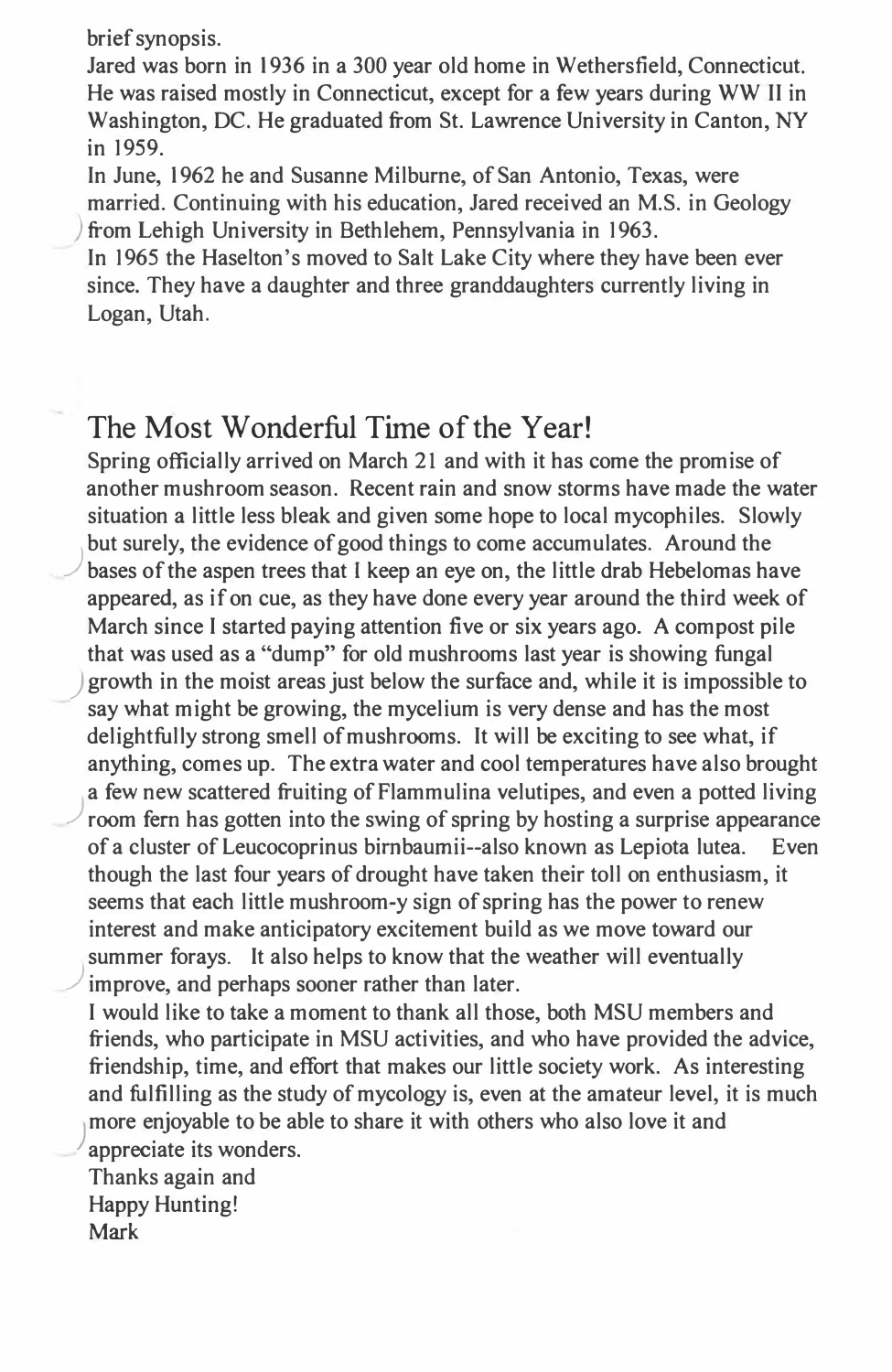brief synopsis.

Jared was born in 1936 in a 300 year old home in Wethersfield, Connecticut. He was raised mostly in Connecticut, except for a few years during WW II in Washington, DC. He graduated from St. Lawrence University in Canton, NY in 1959.

In June, 1962 he and Susanne Milburne, of San Antonio, Texas, were married. Continuing with his education, Jared received an M.S. in Geology from Lehigh University in Bethlehem, Pennsylvania in 1963.

In 1965 the Haselton's moved to Salt Lake City where they have been ever since. They have a daughter and three granddaughters currently living in Logan, Utah.

## The Most Wonderful Time of the Year!

Spring officially arrived on March 21 and with it has come the promise of another mushroom season. Recent rain and snow storms have made the water situation a little less bleak and given some hope to local mycophiles. Slowly but surely, the evidence of good things to come accumulates. Around the bases of the aspen trees that I keep an eye on, the little drab Hebelomas have appeared, as if on cue, as they have done every year around the third week of March since I started paying attention five or six years ago. A compost pile that was used as a "dump" for old mushrooms last year is showing fungal growth in the moist areas just below the surface and, while it is impossible to say what might be growing, the mycelium is very dense and has the most delightfully strong smell of mushrooms. It will be exciting to see what, if anything, comes up. The extra water and cool temperatures have also brought a few new scattered fruiting of Flammulina velutipes, and even a potted living room fern has gotten into the swing of spring by hosting a surprise appearance of a cluster of Leucocoprinus birnbaumii--also known as Lepiota lutea. Even though the last four years of drought have taken their toll on enthusiasm, it seems that each little mushroom-y sign of spring has the power to renew interest and make anticipatory excitement build as we move toward our summer forays. It also helps to know that the weather will eventually improve, and perhaps sooner rather than later.

I would like to take a moment to thank all those, both MSU members and friends, who participate in MSU activities, and who have provided the advice, friendship, time, and effort that makes our little society work. As interesting and fulfilling as the study of mycology is, even at the amateur level, it is much more enjoyable to be able to share it with others who also love it and appreciate its wonders.

Thanks again and
Happy Hunting!
Mark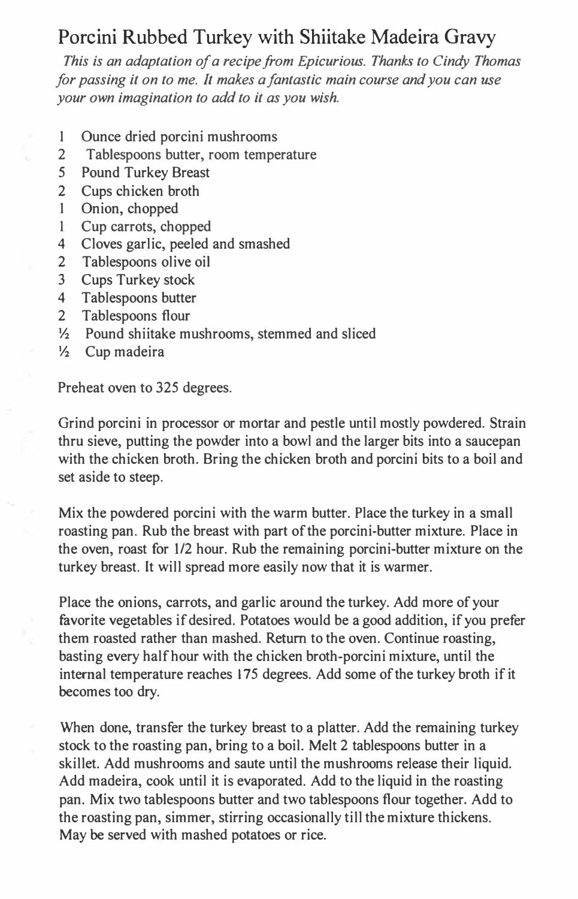# Porcini Rubbed Turkey with Shiitake Madeira Gravy

*This is an adaptation of a recipe from Epicurious. Thanks to Cindy Thomas for passing it on to me. It makes a fantastic main course and you can use your own imagination to add to it as you wish.*

- 1 Ounce dried porcini mushrooms
- 2 Tablespoons butter, room temperature
- 5 Pound Turkey Breast
- 2 Cups chicken broth
- 1 Onion, chopped
- 1 Cup carrots, chopped
- 4 Cloves garlic, peeled and smashed
- 2 Tablespoons olive oil
- 3 Cups Turkey stock
- 4 Tablespoons butter
- 2 Tablespoons flour
- ½ Pound shiitake mushrooms, stemmed and sliced
- ½ Cup madeira

Preheat oven to 325 degrees.

Grind porcini in processor or mortar and pestle until mostly powdered. Strain thru sieve, putting the powder into a bowl and the larger bits into a saucepan with the chicken broth. Bring the chicken broth and porcini bits to a boil and set aside to steep.

Mix the powdered porcini with the warm butter. Place the turkey in a small roasting pan. Rub the breast with part of the porcini-butter mixture. Place in the oven, roast for 1/2 hour. Rub the remaining porcini-butter mixture on the turkey breast. It will spread more easily now that it is warmer.

Place the onions, carrots, and garlic around the turkey. Add more of your favorite vegetables if desired. Potatoes would be a good addition, if you prefer them roasted rather than mashed. Return to the oven. Continue roasting, basting every half hour with the chicken broth-porcini mixture, until the internal temperature reaches 175 degrees. Add some of the turkey broth if it becomes too dry.

When done, transfer the turkey breast to a platter. Add the remaining turkey stock to the roasting pan, bring to a boil. Melt 2 tablespoons butter in a skillet. Add mushrooms and saute until the mushrooms release their liquid. Add madeira, cook until it is evaporated. Add to the liquid in the roasting pan. Mix two tablespoons butter and two tablespoons flour together. Add to the roasting pan, simmer, stirring occasionally till the mixture thickens. May be served with mashed potatoes or rice.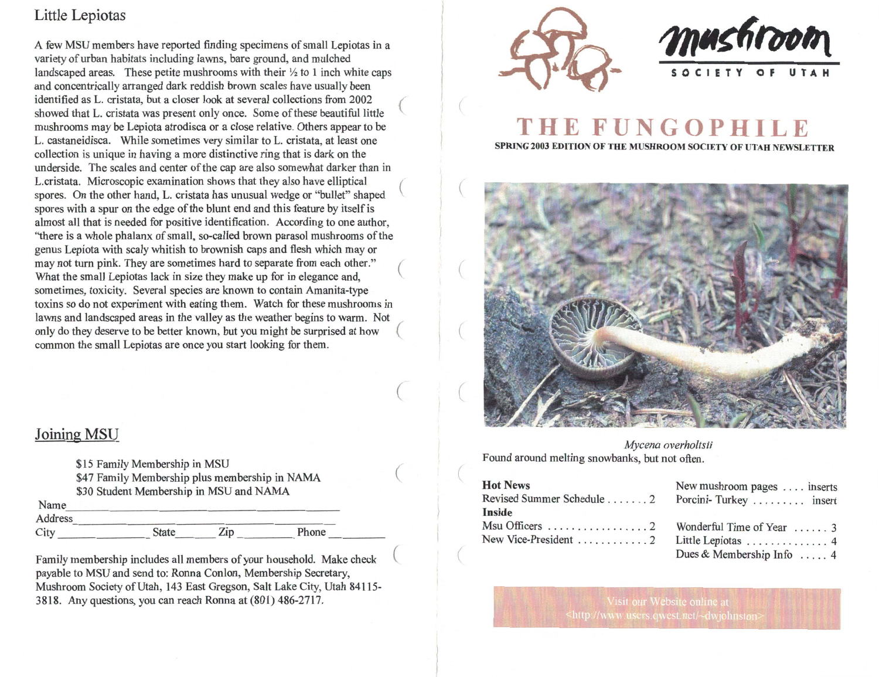## Little Lepiotas

A few MSU members have reported finding specimens of small Lepiotas in a variety of urban habitats including lawns, bare ground, and mulched landscaped areas. These petite mushrooms with their ½ to 1 inch white caps and concentrically arranged dark reddish brown scales have usually been identified as L. cristata, but a closer look at several collections from 2002 showed that L. cristata was present only once. Some of these beautiful little mushrooms may be Lepiota atrodisca or a close relative. Others appear to be L. castaneidisca. While sometimes very similar to L. cristata, at least one collection is unique in having a more distinctive ring that is dark on the underside. The scales and center of the cap are also somewhat darker than in L.cristata. Microscopic examination shows that they also have elliptical spores. On the other hand, L. cristata has unusual wedge or "bullet" shaped spores with a spur on the edge of the blunt end and this feature by itself is almost all that is needed for positive identification. According to one author, "there is a whole phalanx of small, so-called brown parasol mushrooms of the genus Lepiota with scaly whitish to brownish caps and flesh which may or may not turn pink. They are sometimes hard to separate from each other." What the small Lepiotas lack in size they make up for in elegance and, sometimes, toxicity. Several species are known to contain Amanita-type toxins so do not experiment with eating them. Watch for these mushrooms in lawns and landscaped areas in the valley as the weather begins to warm. Not only do they deserve to be better known, but you might be surprised at how common the small Lepiotas are once you start looking for them.

## Joining MSU

$15 Family Membership in MSU
$47 Family Membership plus membership in NAMA
$30 Student Membership in MSU and NAMA

Name ______________________________

Address ______________________________

City ______________ State ______ Zip __________ Phone __________

Family membership includes all members of your household. Make check payable to MSU and send to: Ronna Conlon, Membership Secretary, Mushroom Society of Utah, 143 East Gregson, Salt Lake City, Utah 84115-3818. Any questions, you can reach Ronna at (801) 486-2717.

mushroom
SOCIETY OF UTAH

# THE FUNGOPHILE

**SPRING 2003 EDITION OF THE MUSHROOM SOCIETY OF UTAH NEWSLETTER**

*Mycena overholtsii*
Found around melting snowbanks, but not often.

**Hot News**
Revised Summer Schedule ....... 2

**Inside**
Msu Officers ................. 2
New Vice-President ............ 2

New mushroom pages .... inserts
Porcini- Turkey ......... insert

Wonderful Time of Year ...... 3
Little Lepiotas .............. 4
Dues & Membership Info ..... 4

Visit our Website online at
<http://www.users.qwest.net/~dwjohnston>